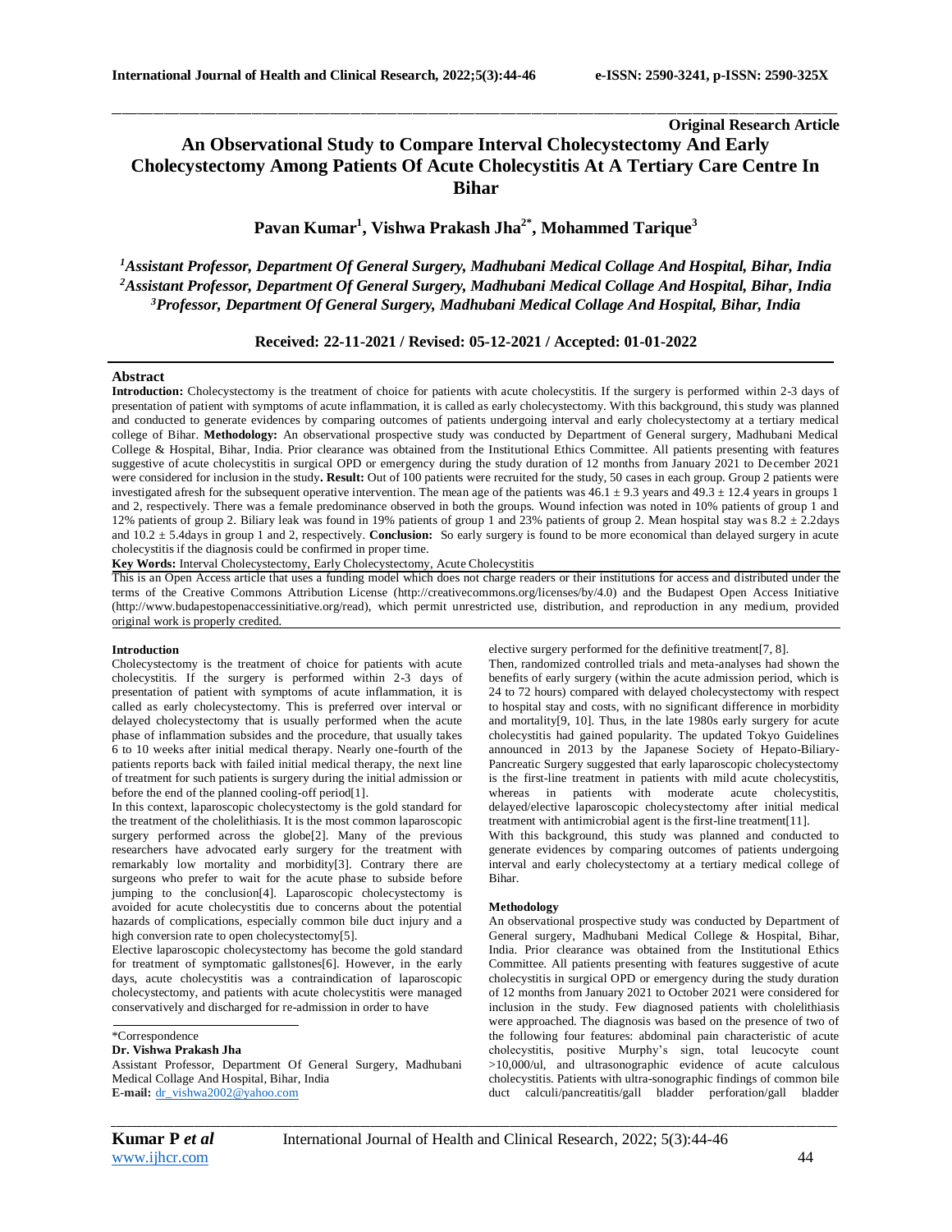**Original Research Article**

# An Observational Study to Compare Interval Cholecystectomy And Early Cholecystectomy Among Patients Of Acute Cholecystitis At A Tertiary Care Centre In Bihar

**Pavan Kumar[1], Vishwa Prakash Jha[2*], Mohammed Tarique[3]**

*[1]Assistant Professor, Department Of General Surgery, Madhubani Medical Collage And Hospital, Bihar, India*
*[2]Assistant Professor, Department Of General Surgery, Madhubani Medical Collage And Hospital, Bihar, India*
*[3]Professor, Department Of General Surgery, Madhubani Medical Collage And Hospital, Bihar, India*

**Received: 22-11-2021 / Revised: 05-12-2021 / Accepted: 01-01-2022**

## Abstract

**Introduction:** Cholecystectomy is the treatment of choice for patients with acute cholecystitis. If the surgery is performed within 2-3 days of presentation of patient with symptoms of acute inflammation, it is called as early cholecystectomy. With this background, this study was planned and conducted to generate evidences by comparing outcomes of patients undergoing interval and early cholecystectomy at a tertiary medical college of Bihar. **Methodology:** An observational prospective study was conducted by Department of General surgery, Madhubani Medical College & Hospital, Bihar, India. Prior clearance was obtained from the Institutional Ethics Committee. All patients presenting with features suggestive of acute cholecystitis in surgical OPD or emergency during the study duration of 12 months from January 2021 to December 2021 were considered for inclusion in the study**. Result:** Out of 100 patients were recruited for the study, 50 cases in each group. Group 2 patients were investigated afresh for the subsequent operative intervention. The mean age of the patients was 46.1 ± 9.3 years and 49.3 ± 12.4 years in groups 1 and 2, respectively. There was a female predominance observed in both the groups. Wound infection was noted in 10% patients of group 1 and 12% patients of group 2. Biliary leak was found in 19% patients of group 1 and 23% patients of group 2. Mean hospital stay was 8.2 ± 2.2days and 10.2 ± 5.4days in group 1 and 2, respectively. **Conclusion:** So early surgery is found to be more economical than delayed surgery in acute cholecystitis if the diagnosis could be confirmed in proper time.

**Key Words:** Interval Cholecystectomy, Early Cholecystectomy, Acute Cholecystitis

This is an Open Access article that uses a funding model which does not charge readers or their institutions for access and distributed under the terms of the Creative Commons Attribution License (http://creativecommons.org/licenses/by/4.0) and the Budapest Open Access Initiative (http://www.budapestopenaccessinitiative.org/read), which permit unrestricted use, distribution, and reproduction in any medium, provided original work is properly credited.

## Introduction

Cholecystectomy is the treatment of choice for patients with acute cholecystitis. If the surgery is performed within 2-3 days of presentation of patient with symptoms of acute inflammation, it is called as early cholecystectomy. This is preferred over interval or delayed cholecystectomy that is usually performed when the acute phase of inflammation subsides and the procedure, that usually takes 6 to 10 weeks after initial medical therapy. Nearly one-fourth of the patients reports back with failed initial medical therapy, the next line of treatment for such patients is surgery during the initial admission or before the end of the planned cooling-off period[1].

In this context, laparoscopic cholecystectomy is the gold standard for the treatment of the cholelithiasis. It is the most common laparoscopic surgery performed across the globe[2]. Many of the previous researchers have advocated early surgery for the treatment with remarkably low mortality and morbidity[3]. Contrary there are surgeons who prefer to wait for the acute phase to subside before jumping to the conclusion[4]. Laparoscopic cholecystectomy is avoided for acute cholecystitis due to concerns about the potential hazards of complications, especially common bile duct injury and a high conversion rate to open cholecystectomy[5].

Elective laparoscopic cholecystectomy has become the gold standard for treatment of symptomatic gallstones[6]. However, in the early days, acute cholecystitis was a contraindication of laparoscopic cholecystectomy, and patients with acute cholecystitis were managed conservatively and discharged for re-admission in order to have elective surgery performed for the definitive treatment[7, 8].

Then, randomized controlled trials and meta-analyses had shown the benefits of early surgery (within the acute admission period, which is 24 to 72 hours) compared with delayed cholecystectomy with respect to hospital stay and costs, with no significant difference in morbidity and mortality[9, 10]. Thus, in the late 1980s early surgery for acute cholecystitis had gained popularity. The updated Tokyo Guidelines announced in 2013 by the Japanese Society of Hepato-Biliary-Pancreatic Surgery suggested that early laparoscopic cholecystectomy is the first-line treatment in patients with mild acute cholecystitis, whereas in patients with moderate acute cholecystitis, delayed/elective laparoscopic cholecystectomy after initial medical treatment with antimicrobial agent is the first-line treatment[11].

With this background, this study was planned and conducted to generate evidences by comparing outcomes of patients undergoing interval and early cholecystectomy at a tertiary medical college of Bihar.

## Methodology

An observational prospective study was conducted by Department of General surgery, Madhubani Medical College & Hospital, Bihar, India. Prior clearance was obtained from the Institutional Ethics Committee. All patients presenting with features suggestive of acute cholecystitis in surgical OPD or emergency during the study duration of 12 months from January 2021 to October 2021 were considered for inclusion in the study. Few diagnosed patients with cholelithiasis were approached. The diagnosis was based on the presence of two of the following four features: abdominal pain characteristic of acute cholecystitis, positive Murphy's sign, total leucocyte count >10,000/ul, and ultrasonographic evidence of acute calculous cholecystitis. Patients with ultra-sonographic findings of common bile duct calculi/pancreatitis/gall bladder perforation/gall bladder

\*Correspondence

**Dr. Vishwa Prakash Jha**

Assistant Professor, Department Of General Surgery, Madhubani Medical Collage And Hospital, Bihar, India

**E-mail:** dr_vishwa2002@yahoo.com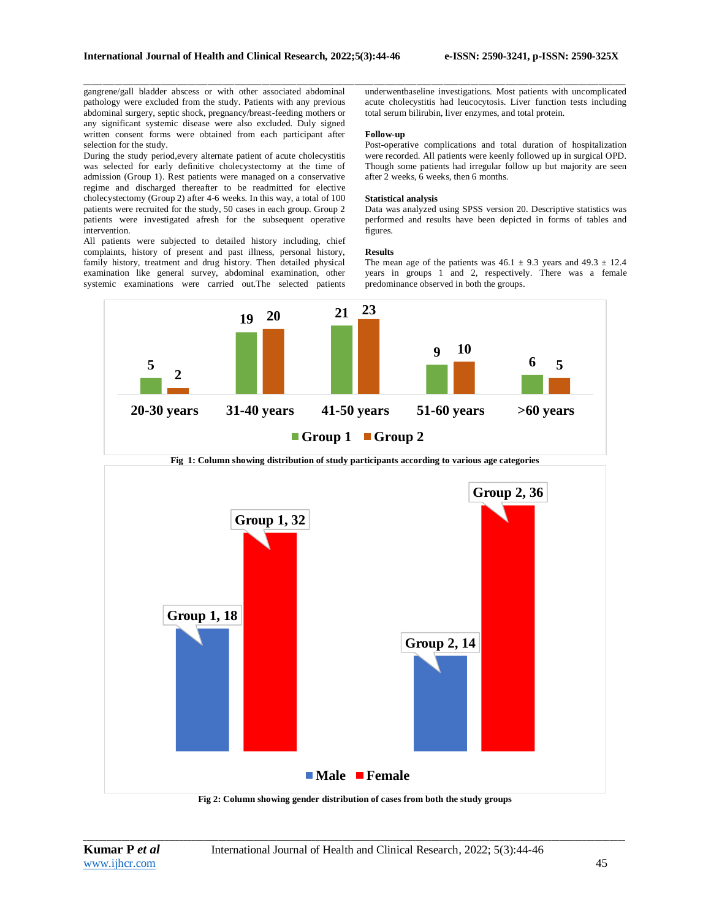gangrene/gall bladder abscess or with other associated abdominal pathology were excluded from the study. Patients with any previous abdominal surgery, septic shock, pregnancy/breast-feeding mothers or any significant systemic disease were also excluded. Duly signed written consent forms were obtained from each participant after selection for the study.

During the study period,every alternate patient of acute cholecystitis was selected for early definitive cholecystectomy at the time of admission (Group 1). Rest patients were managed on a conservative regime and discharged thereafter to be readmitted for elective cholecystectomy (Group 2) after 4-6 weeks. In this way, a total of 100 patients were recruited for the study, 50 cases in each group. Group 2 patients were investigated afresh for the subsequent operative intervention.

All patients were subjected to detailed history including, chief complaints, history of present and past illness, personal history, family history, treatment and drug history. Then detailed physical examination like general survey, abdominal examination, other systemic examinations were carried out.The selected patients underwentbaseline investigations. Most patients with uncomplicated acute cholecystitis had leucocytosis. Liver function tests including total serum bilirubin, liver enzymes, and total protein.

**Follow-up**

Post-operative complications and total duration of hospitalization were recorded. All patients were keenly followed up in surgical OPD. Though some patients had irregular follow up but majority are seen after 2 weeks, 6 weeks, then 6 months.

**Statistical analysis**

Data was analyzed using SPSS version 20. Descriptive statistics was performed and results have been depicted in forms of tables and figures.

**Results**

The mean age of the patients was 46.1 ± 9.3 years and 49.3 ± 12.4 years in groups 1 and 2, respectively. There was a female predominance observed in both the groups.

| Age category | Group 1 | Group 2 |
| --- | --- | --- |
| 20-30 years | 5 | 2 |
| 31-40 years | 19 | 20 |
| 41-50 years | 21 | 23 |
| 51-60 years | 9 | 10 |
| >60 years | 6 | 5 |

**Fig 1: Column showing distribution of study participants according to various age categories**

| | Male | Female |
| --- | --- | --- |
| Group 1 | 18 | 32 |
| Group 2 | 14 | 36 |

**Fig 2: Column showing gender distribution of cases from both the study groups**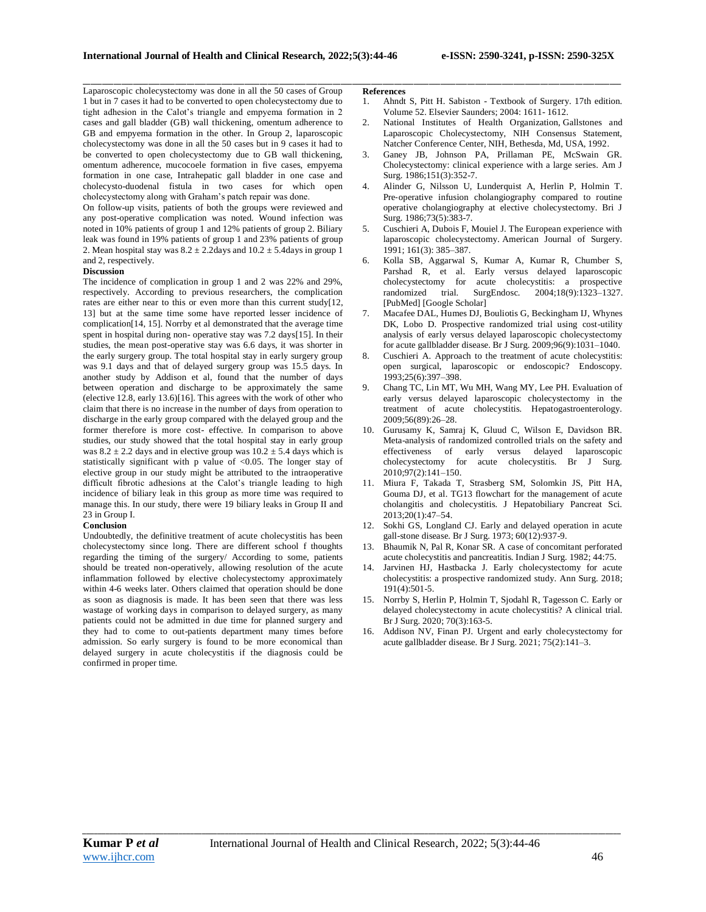Laparoscopic cholecystectomy was done in all the 50 cases of Group 1 but in 7 cases it had to be converted to open cholecystectomy due to tight adhesion in the Calot's triangle and empyema formation in 2 cases and gall bladder (GB) wall thickening, omentum adherence to GB and empyema formation in the other. In Group 2, laparoscopic cholecystectomy was done in all the 50 cases but in 9 cases it had to be converted to open cholecystectomy due to GB wall thickening, omentum adherence, mucocoele formation in five cases, empyema formation in one case, Intrahepatic gall bladder in one case and cholecysto-duodenal fistula in two cases for which open cholecystectomy along with Graham's patch repair was done.

On follow-up visits, patients of both the groups were reviewed and any post-operative complication was noted. Wound infection was noted in 10% patients of group 1 and 12% patients of group 2. Biliary leak was found in 19% patients of group 1 and 23% patients of group 2. Mean hospital stay was $8.2 \pm 2.2$days and $10.2 \pm 5.4$days in group 1 and 2, respectively.

## Discussion

The incidence of complication in group 1 and 2 was 22% and 29%, respectively. According to previous researchers, the complication rates are either near to this or even more than this current study[12, 13] but at the same time some have reported lesser incidence of complication[14, 15]. Norrby et al demonstrated that the average time spent in hospital during non- operative stay was 7.2 days[15]. In their studies, the mean post-operative stay was 6.6 days, it was shorter in the early surgery group. The total hospital stay in early surgery group was 9.1 days and that of delayed surgery group was 15.5 days. In another study by Addison et al, found that the number of days between operation and discharge to be approximately the same (elective 12.8, early 13.6)[16]. This agrees with the work of other who claim that there is no increase in the number of days from operation to discharge in the early group compared with the delayed group and the former therefore is more cost- effective. In comparison to above studies, our study showed that the total hospital stay in early group was $8.2 \pm 2.2$ days and in elective group was $10.2 \pm 5.4$ days which is statistically significant with p value of $<0.05$. The longer stay of elective group in our study might be attributed to the intraoperative difficult fibrotic adhesions at the Calot's triangle leading to high incidence of biliary leak in this group as more time was required to manage this. In our study, there were 19 biliary leaks in Group II and 23 in Group I.

## Conclusion

Undoubtedly, the definitive treatment of acute cholecystitis has been cholecystectomy since long. There are different school f thoughts regarding the timing of the surgery/ According to some, patients should be treated non-operatively, allowing resolution of the acute inflammation followed by elective cholecystectomy approximately within 4-6 weeks later. Others claimed that operation should be done as soon as diagnosis is made. It has been seen that there was less wastage of working days in comparison to delayed surgery, as many patients could not be admitted in due time for planned surgery and they had to come to out-patients department many times before admission. So early surgery is found to be more economical than delayed surgery in acute cholecystitis if the diagnosis could be confirmed in proper time.

## References

1. Ahndt S, Pitt H. Sabiston - Textbook of Surgery. 17th edition. Volume 52. Elsevier Saunders; 2004: 1611- 1612.
2. National Institutes of Health Organization, Gallstones and Laparoscopic Cholecystectomy, NIH Consensus Statement, Natcher Conference Center, NIH, Bethesda, Md, USA, 1992.
3. Ganey JB, Johnson PA, Prillaman PE, McSwain GR. Cholecystectomy: clinical experience with a large series. Am J Surg. 1986;151(3):352-7.
4. Alinder G, Nilsson U, Lunderquist A, Herlin P, Holmin T. Pre-operative infusion cholangiography compared to routine operative cholangiography at elective cholecystectomy. Bri J Surg. 1986;73(5):383-7.
5. Cuschieri A, Dubois F, Mouiel J. The European experience with laparoscopic cholecystectomy. American Journal of Surgery. 1991; 161(3): 385–387.
6. Kolla SB, Aggarwal S, Kumar A, Kumar R, Chumber S, Parshad R, et al. Early versus delayed laparoscopic cholecystectomy for acute cholecystitis: a prospective randomized trial. SurgEndosc. 2004;18(9):1323–1327. [PubMed] [Google Scholar]
7. Macafee DAL, Humes DJ, Bouliotis G, Beckingham IJ, Whynes DK, Lobo D. Prospective randomized trial using cost-utility analysis of early versus delayed laparoscopic cholecystectomy for acute gallbladder disease. Br J Surg. 2009;96(9):1031–1040.
8. Cuschieri A. Approach to the treatment of acute cholecystitis: open surgical, laparoscopic or endoscopic? Endoscopy. 1993;25(6):397–398.
9. Chang TC, Lin MT, Wu MH, Wang MY, Lee PH. Evaluation of early versus delayed laparoscopic cholecystectomy in the treatment of acute cholecystitis. Hepatogastroenterology. 2009;56(89):26–28.
10. Gurusamy K, Samraj K, Gluud C, Wilson E, Davidson BR. Meta-analysis of randomized controlled trials on the safety and effectiveness of early versus delayed laparoscopic cholecystectomy for acute cholecystitis. Br J Surg. 2010;97(2):141–150.
11. Miura F, Takada T, Strasberg SM, Solomkin JS, Pitt HA, Gouma DJ, et al. TG13 flowchart for the management of acute cholangitis and cholecystitis. J Hepatobiliary Pancreat Sci. 2013;20(1):47–54.
12. Sokhi GS, Longland CJ. Early and delayed operation in acute gall-stone disease. Br J Surg. 1973; 60(12):937-9.
13. Bhaumik N, Pal R, Konar SR. A case of concomitant perforated acute cholecystitis and pancreatitis. Indian J Surg. 1982; 44:75.
14. Jarvinen HJ, Hastbacka J. Early cholecystectomy for acute cholecystitis: a prospective randomized study. Ann Surg. 2018; 191(4):501-5.
15. Norrby S, Herlin P, Holmin T, Sjodahl R, Tagesson C. Early or delayed cholecystectomy in acute cholecystitis? A clinical trial. Br J Surg. 2020; 70(3):163-5.
16. Addison NV, Finan PJ. Urgent and early cholecystectomy for acute gallbladder disease. Br J Surg. 2021; 75(2):141–3.